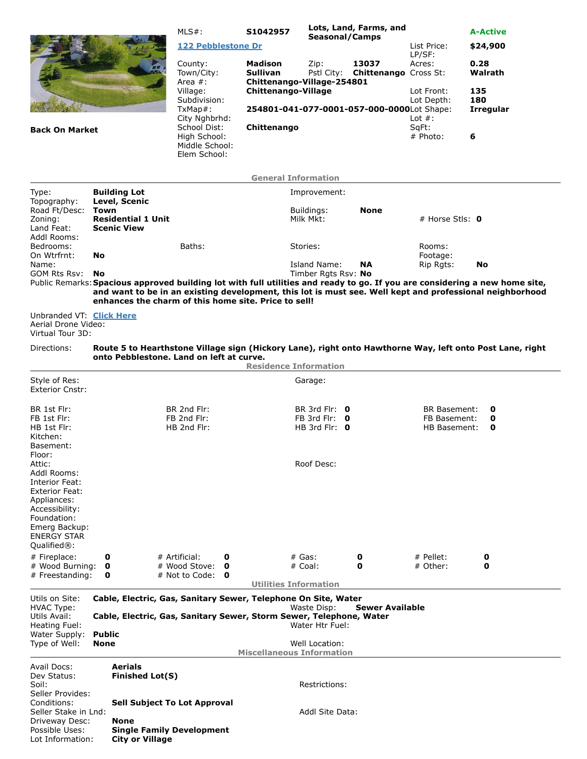| | | | | | |
|---|---|---|---|---|---|
| MLS#: | S1042957 | Lots, Land, Farms, and Seasonal/Camps | | | A-Active |
| 122 Pebblestone Dr | | | | List Price: LP/SF: | $24,900 |
| County: | Madison | Zip: | 13037 | Acres: | 0.28 |
| Town/City: | Sullivan | Pstl City: | Chittenango | Cross St: | Walrath |
| Area #: | Chittenango-Village-254801 | | | | |
| Village: | Chittenango-Village | | | Lot Front: | 135 |
| Subdivision: | | | | Lot Depth: | 180 |
| TxMap#: | 254801-041-077-0001-057-000-0000 | | | Lot Shape: | Irregular |
| City Nghbrhd: | | | | Lot #: | |
| School Dist: | Chittenango | | | SqFt: | |
| High School: | | | | # Photo: | 6 |
| Middle School: | | | | | |
| Elem School: | | | | | |

**Back On Market**

## General Information

| | | | | | |
|---|---|---|---|---|---|
| Type: | Building Lot | Improvement: | | | |
| Topography: | Level, Scenic | | | | |
| Road Ft/Desc: | Town | Buildings: | None | | |
| Zoning: | Residential 1 Unit | Milk Mkt: | | # Horse Stls: | 0 |
| Land Feat: | Scenic View | | | | |
| Addl Rooms: | | | | | |
| Bedrooms: | Baths: | Stories: | | Rooms: | |
| On Wtrfrnt: | No | | | Footage: | |
| Name: | | Island Name: | NA | Rip Rgts: | No |
| GOM Rts Rsv: | No | Timber Rgts Rsv: | No | | |

**Public Remarks:** **Spacious approved building lot with full utilities and ready to go. If you are considering a new home site, and want to be in an existing development, this lot is must see. Well kept and professional neighborhood enhances the charm of this home site. Price to sell!**

Unbranded VT: Click Here
Aerial Drone Video:
Virtual Tour 3D:

**Directions:** **Route 5 to Hearthstone Village sign (Hickory Lane), right onto Hawthorne Way, left onto Post Lane, right onto Pebblestone. Land on left at curve.**

## Residence Information

| | | | | | | | |
|---|---|---|---|---|---|---|---|
| Style of Res: | | | | Garage: | | | |
| Exterior Cnstr: | | | | | | | |
| BR 1st Flr: | | BR 2nd Flr: | | BR 3rd Flr: | 0 | BR Basement: | 0 |
| FB 1st Flr: | | FB 2nd Flr: | | FB 3rd Flr: | 0 | FB Basement: | 0 |
| HB 1st Flr: | | HB 2nd Flr: | | HB 3rd Flr: | 0 | HB Basement: | 0 |
| Kitchen: | | | | | | | |
| Basement: | | | | | | | |
| Floor: | | | | | | | |
| Attic: | | | | Roof Desc: | | | |
| Addl Rooms: | | | | | | | |
| Interior Feat: | | | | | | | |
| Exterior Feat: | | | | | | | |
| Appliances: | | | | | | | |
| Accessibility: | | | | | | | |
| Foundation: | | | | | | | |
| Emerg Backup: | | | | | | | |
| ENERGY STAR Qualified®: | | | | | | | |
| # Fireplace: | 0 | # Artificial: | 0 | # Gas: | 0 | # Pellet: | 0 |
| # Wood Burning: | 0 | # Wood Stove: | 0 | # Coal: | 0 | # Other: | 0 |
| # Freestanding: | 0 | # Not to Code: | 0 | | | | |

## Utilities Information

| | | | |
|---|---|---|---|
| Utils on Site: | Cable, Electric, Gas, Sanitary Sewer, Telephone On Site, Water | | |
| HVAC Type: | | Waste Disp: | Sewer Available |
| Utils Avail: | Cable, Electric, Gas, Sanitary Sewer, Storm Sewer, Telephone, Water | | |
| Heating Fuel: | | Water Htr Fuel: | |
| Water Supply: | Public | | |
| Type of Well: | None | Well Location: | |

## Miscellaneous Information

| | | | |
|---|---|---|---|
| Avail Docs: | Aerials | | |
| Dev Status: | Finished Lot(S) | | |
| Soil: | | Restrictions: | |
| Seller Provides: | | | |
| Conditions: | Sell Subject To Lot Approval | | |
| Seller Stake in Lnd: | | Addl Site Data: | |
| Driveway Desc: | None | | |
| Possible Uses: | Single Family Development | | |
| Lot Information: | City or Village | | |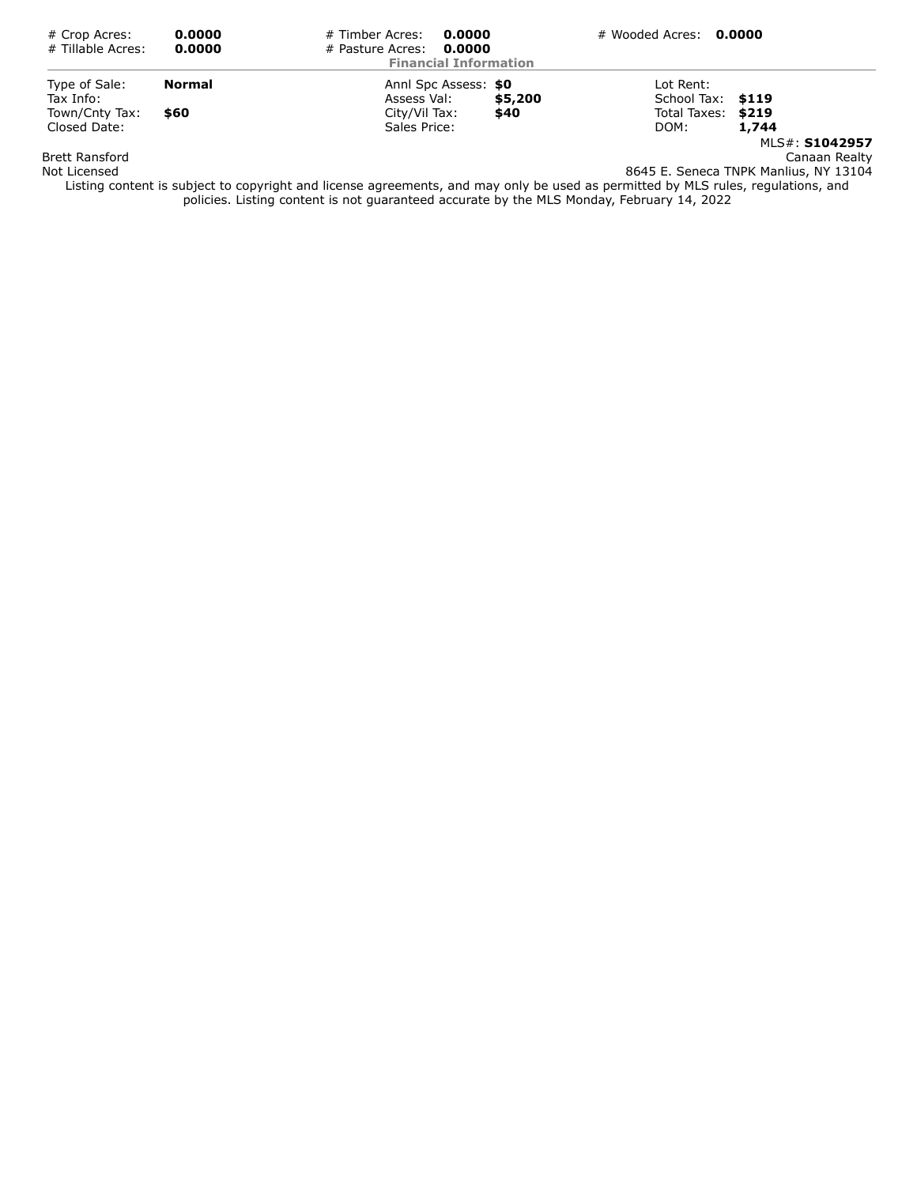| | | | | | |
|---|---|---|---|---|---|
| # Crop Acres: | **0.0000** | # Timber Acres: | **0.0000** | # Wooded Acres: | **0.0000** |
| # Tillable Acres: | **0.0000** | # Pasture Acres: | **0.0000** | | |

## Financial Information

| | | | | | |
|---|---|---|---|---|---|
| Type of Sale: | **Normal** | Annl Spc Assess: | **$0** | Lot Rent: | |
| Tax Info: | | Assess Val: | **$5,200** | School Tax: | **$119** |
| Town/Cnty Tax: | **$60** | City/Vil Tax: | **$40** | Total Taxes: | **$219** |
| Closed Date: | | Sales Price: | | DOM: | **1,744** |

MLS#: **S1042957**

Brett Ransford
Not Licensed

Canaan Realty
8645 E. Seneca TNPK Manlius, NY 13104

Listing content is subject to copyright and license agreements, and may only be used as permitted by MLS rules, regulations, and policies. Listing content is not guaranteed accurate by the MLS Monday, February 14, 2022